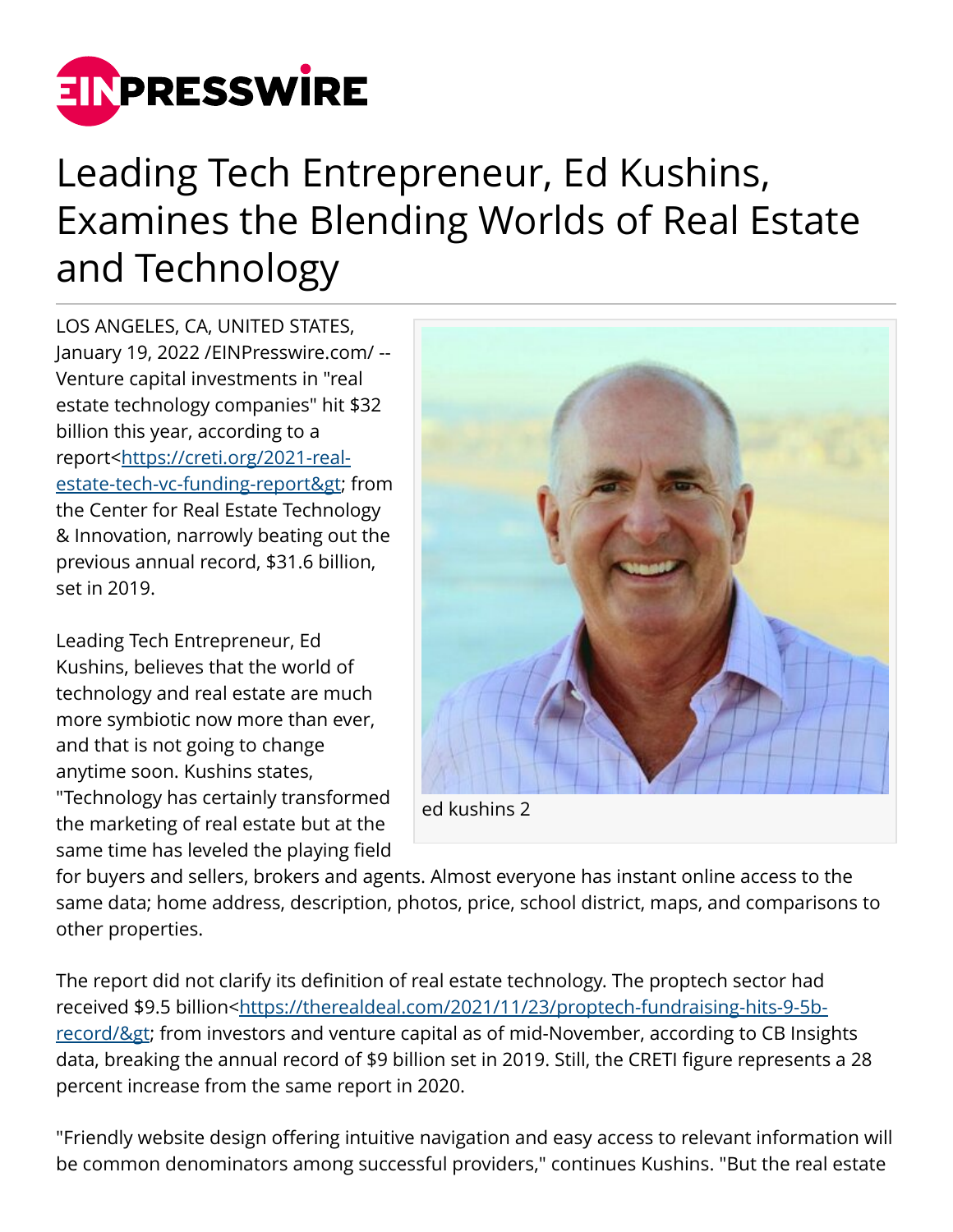# Leading Tech Entrepreneur, Ed Kushins, Examines the Blending Worlds of Real Estate and Technology

LOS ANGELES, CA, UNITED STATES, January 19, 2022 /EINPresswire.com/ -- Venture capital investments in "real estate technology companies" hit $32 billion this year, according to a report<https://creti.org/2021-real-estate-tech-vc-funding-report&gt; from the Center for Real Estate Technology & Innovation, narrowly beating out the previous annual record, $31.6 billion, set in 2019.

ed kushins 2

Leading Tech Entrepreneur, Ed Kushins, believes that the world of technology and real estate are much more symbiotic now more than ever, and that is not going to change anytime soon. Kushins states, "Technology has certainly transformed the marketing of real estate but at the same time has leveled the playing field for buyers and sellers, brokers and agents. Almost everyone has instant online access to the same data; home address, description, photos, price, school district, maps, and comparisons to other properties.

The report did not clarify its definition of real estate technology. The proptech sector had received $9.5 billion<https://therealdeal.com/2021/11/23/proptech-fundraising-hits-9-5b-record/&gt; from investors and venture capital as of mid-November, according to CB Insights data, breaking the annual record of $9 billion set in 2019. Still, the CRETI figure represents a 28 percent increase from the same report in 2020.

"Friendly website design offering intuitive navigation and easy access to relevant information will be common denominators among successful providers," continues Kushins. "But the real estate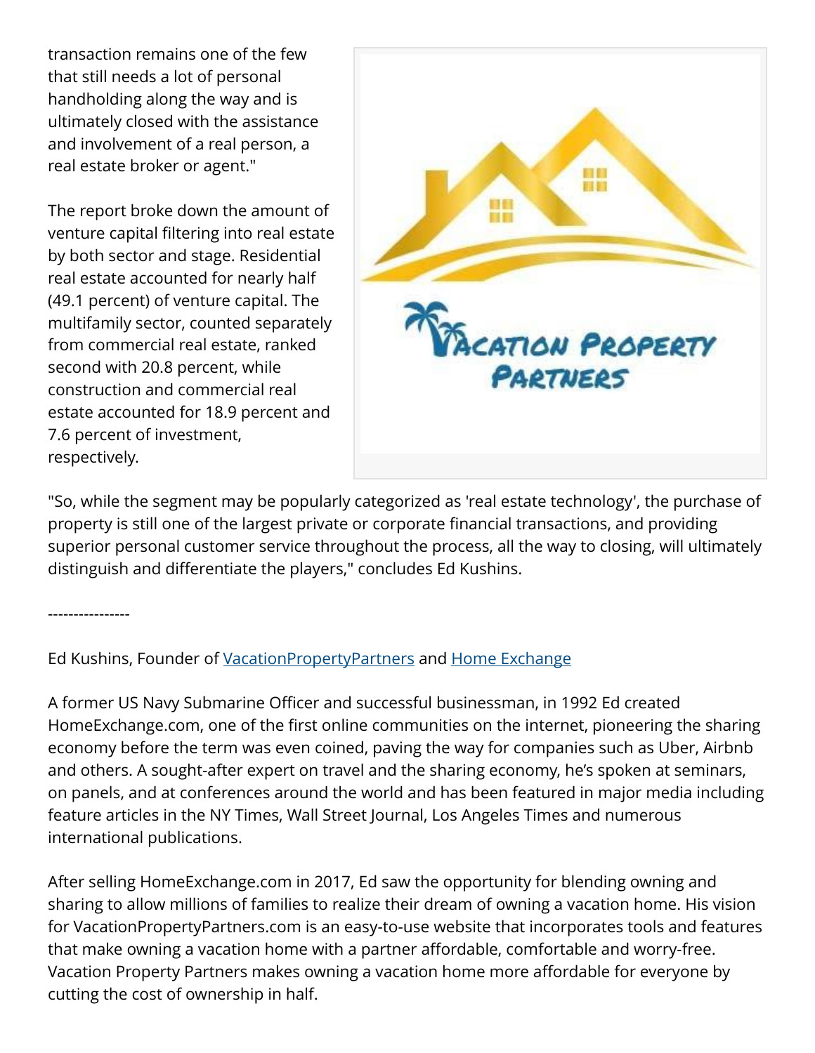transaction remains one of the few that still needs a lot of personal handholding along the way and is ultimately closed with the assistance and involvement of a real person, a real estate broker or agent."

The report broke down the amount of venture capital filtering into real estate by both sector and stage. Residential real estate accounted for nearly half (49.1 percent) of venture capital. The multifamily sector, counted separately from commercial real estate, ranked second with 20.8 percent, while construction and commercial real estate accounted for 18.9 percent and 7.6 percent of investment, respectively.

"So, while the segment may be popularly categorized as 'real estate technology', the purchase of property is still one of the largest private or corporate financial transactions, and providing superior personal customer service throughout the process, all the way to closing, will ultimately distinguish and differentiate the players," concludes Ed Kushins.

----------------

Ed Kushins, Founder of VacationPropertyPartners and Home Exchange

A former US Navy Submarine Officer and successful businessman, in 1992 Ed created HomeExchange.com, one of the first online communities on the internet, pioneering the sharing economy before the term was even coined, paving the way for companies such as Uber, Airbnb and others. A sought-after expert on travel and the sharing economy, he's spoken at seminars, on panels, and at conferences around the world and has been featured in major media including feature articles in the NY Times, Wall Street Journal, Los Angeles Times and numerous international publications.

After selling HomeExchange.com in 2017, Ed saw the opportunity for blending owning and sharing to allow millions of families to realize their dream of owning a vacation home. His vision for VacationPropertyPartners.com is an easy-to-use website that incorporates tools and features that make owning a vacation home with a partner affordable, comfortable and worry-free. Vacation Property Partners makes owning a vacation home more affordable for everyone by cutting the cost of ownership in half.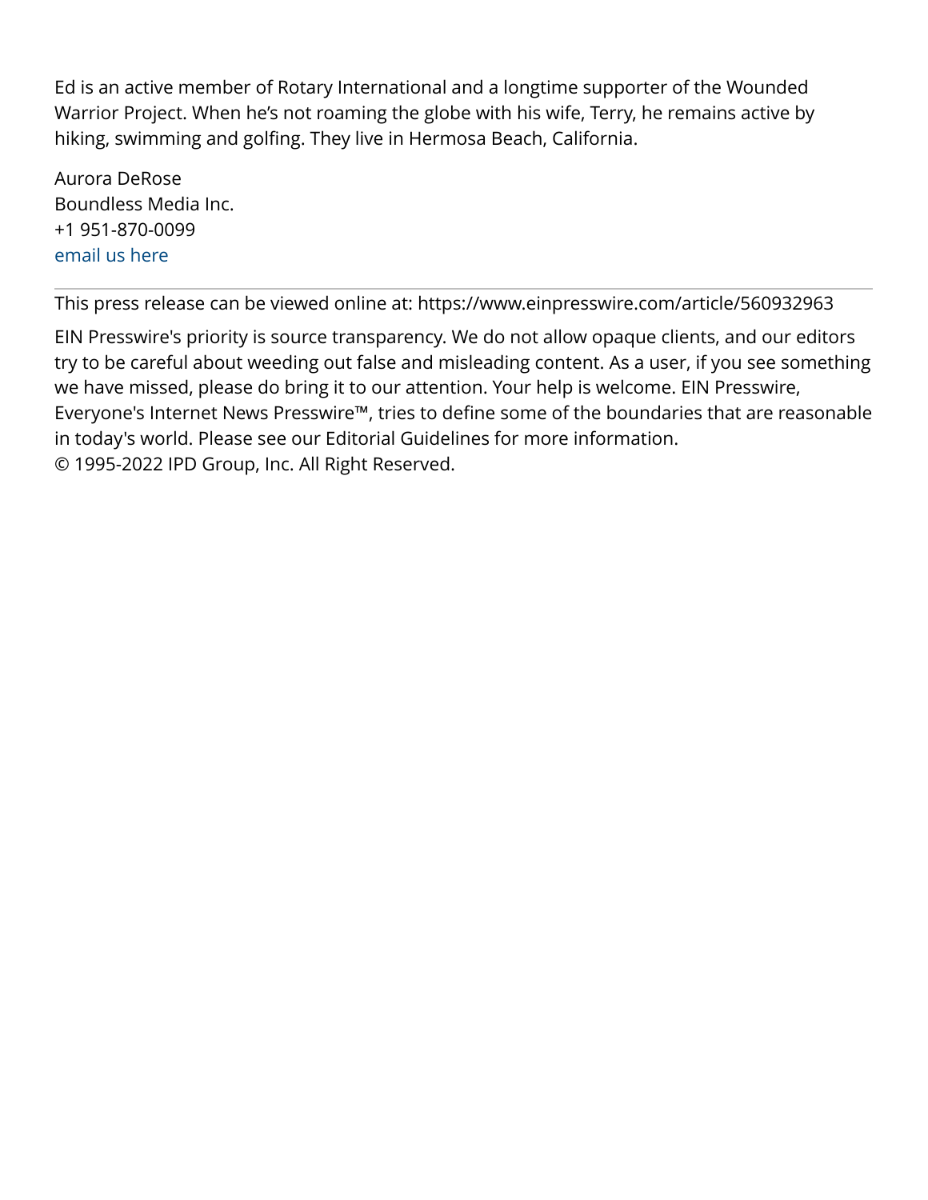Ed is an active member of Rotary International and a longtime supporter of the Wounded Warrior Project. When he's not roaming the globe with his wife, Terry, he remains active by hiking, swimming and golfing. They live in Hermosa Beach, California.

Aurora DeRose
Boundless Media Inc.
+1 951-870-0099
email us here

---

This press release can be viewed online at: https://www.einpresswire.com/article/560932963

EIN Presswire's priority is source transparency. We do not allow opaque clients, and our editors try to be careful about weeding out false and misleading content. As a user, if you see something we have missed, please do bring it to our attention. Your help is welcome. EIN Presswire, Everyone's Internet News Presswire™, tries to define some of the boundaries that are reasonable in today's world. Please see our Editorial Guidelines for more information.
© 1995-2022 IPD Group, Inc. All Right Reserved.